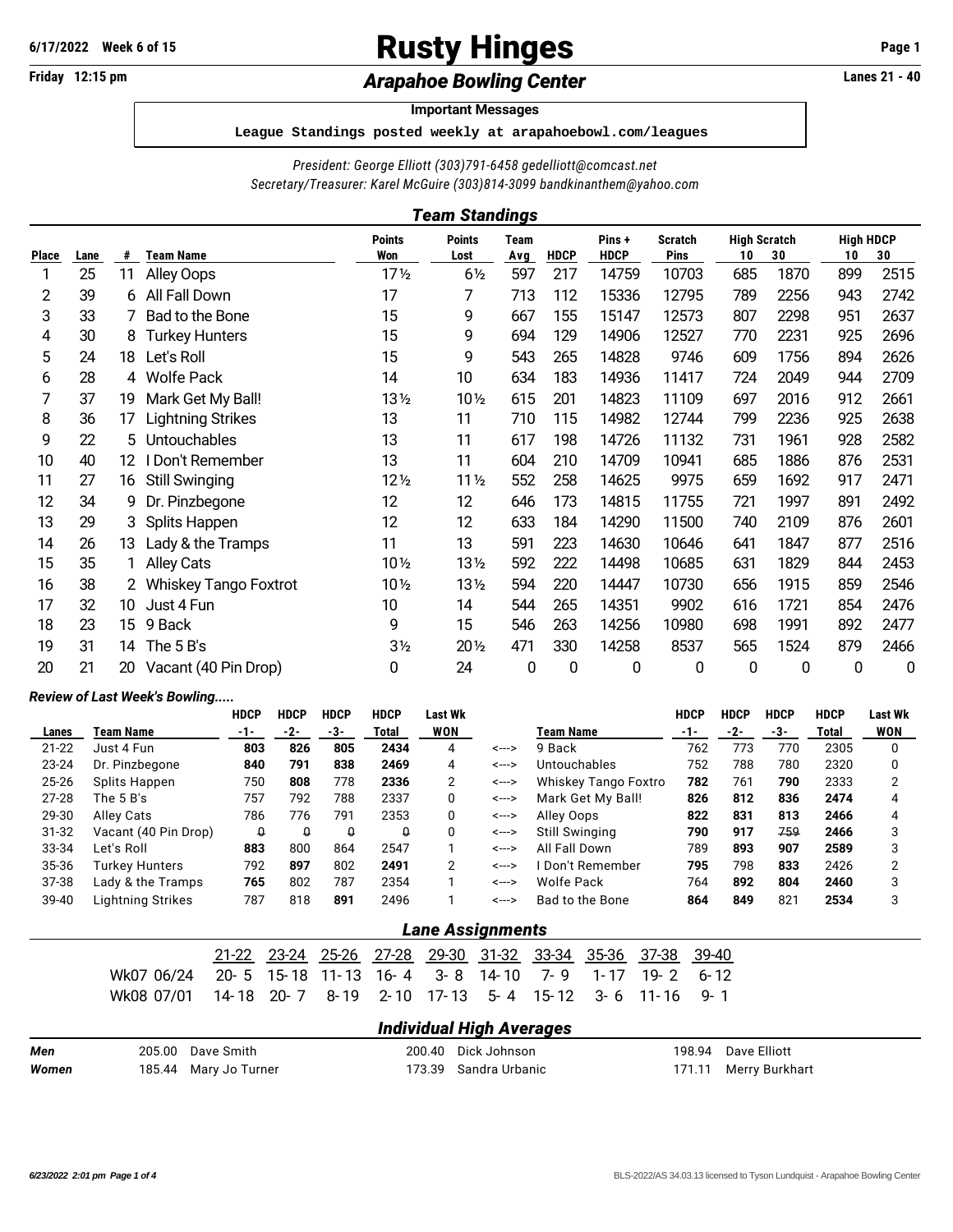# Rusty Hinges

6/17/2022 Week 6 of 15

Friday 12:15 pm

## *Arapahoe Bowling Center*

Lanes 21 - 40

**Important Messages**

League Standings posted weekly at arapahoebowl.com/leagues

*President: George Elliott (303)791-6458 gedelliott@comcast.net*
*Secretary/Treasurer: Karel McGuire (303)814-3099 bandkinanthem@yahoo.com*

## *Team Standings*

| Place | Lane | # | Team Name | Points Won | Points Lost | Team Avg | HDCP | Pins + HDCP | Scratch Pins | High Scratch 10 | High Scratch 30 | High HDCP 10 | High HDCP 30 |
|---|---|---|---|---|---|---|---|---|---|---|---|---|---|
| 1 | 25 | 11 | Alley Oops | 17½ | 6½ | 597 | 217 | 14759 | 10703 | 685 | 1870 | 899 | 2515 |
| 2 | 39 | 6 | All Fall Down | 17 | 7 | 713 | 112 | 15336 | 12795 | 789 | 2256 | 943 | 2742 |
| 3 | 33 | 7 | Bad to the Bone | 15 | 9 | 667 | 155 | 15147 | 12573 | 807 | 2298 | 951 | 2637 |
| 4 | 30 | 8 | Turkey Hunters | 15 | 9 | 694 | 129 | 14906 | 12527 | 770 | 2231 | 925 | 2696 |
| 5 | 24 | 18 | Let's Roll | 15 | 9 | 543 | 265 | 14828 | 9746 | 609 | 1756 | 894 | 2626 |
| 6 | 28 | 4 | Wolfe Pack | 14 | 10 | 634 | 183 | 14936 | 11417 | 724 | 2049 | 944 | 2709 |
| 7 | 37 | 19 | Mark Get My Ball! | 13½ | 10½ | 615 | 201 | 14823 | 11109 | 697 | 2016 | 912 | 2661 |
| 8 | 36 | 17 | Lightning Strikes | 13 | 11 | 710 | 115 | 14982 | 12744 | 799 | 2236 | 925 | 2638 |
| 9 | 22 | 5 | Untouchables | 13 | 11 | 617 | 198 | 14726 | 11132 | 731 | 1961 | 928 | 2582 |
| 10 | 40 | 12 | I Don't Remember | 13 | 11 | 604 | 210 | 14709 | 10941 | 685 | 1886 | 876 | 2531 |
| 11 | 27 | 16 | Still Swinging | 12½ | 11½ | 552 | 258 | 14625 | 9975 | 659 | 1692 | 917 | 2471 |
| 12 | 34 | 9 | Dr. Pinzbegone | 12 | 12 | 646 | 173 | 14815 | 11755 | 721 | 1997 | 891 | 2492 |
| 13 | 29 | 3 | Splits Happen | 12 | 12 | 633 | 184 | 14290 | 11500 | 740 | 2109 | 876 | 2601 |
| 14 | 26 | 13 | Lady & the Tramps | 11 | 13 | 591 | 223 | 14630 | 10646 | 641 | 1847 | 877 | 2516 |
| 15 | 35 | 1 | Alley Cats | 10½ | 13½ | 592 | 222 | 14498 | 10685 | 631 | 1829 | 844 | 2453 |
| 16 | 38 | 2 | Whiskey Tango Foxtrot | 10½ | 13½ | 594 | 220 | 14447 | 10730 | 656 | 1915 | 859 | 2546 |
| 17 | 32 | 10 | Just 4 Fun | 10 | 14 | 544 | 265 | 14351 | 9902 | 616 | 1721 | 854 | 2476 |
| 18 | 23 | 15 | 9 Back | 9 | 15 | 546 | 263 | 14256 | 10980 | 698 | 1991 | 892 | 2477 |
| 19 | 31 | 14 | The 5 B's | 3½ | 20½ | 471 | 330 | 14258 | 8537 | 565 | 1524 | 879 | 2466 |
| 20 | 21 | 20 | Vacant (40 Pin Drop) | 0 | 24 | 0 | 0 | 0 | 0 | 0 | 0 | 0 | 0 |

### *Review of Last Week's Bowling.....*

| Lanes | Team Name | HDCP -1- | HDCP -2- | HDCP -3- | HDCP Total | Last Wk WON | | Team Name | HDCP -1- | HDCP -2- | HDCP -3- | HDCP Total | Last Wk WON |
|---|---|---|---|---|---|---|---|---|---|---|---|---|---|
| 21-22 | Just 4 Fun | **803** | **826** | **805** | **2434** | 4 | <---> | 9 Back | 762 | 773 | 770 | 2305 | 0 |
| 23-24 | Dr. Pinzbegone | **840** | **791** | **838** | **2469** | 4 | <---> | Untouchables | 752 | 788 | 780 | 2320 | 0 |
| 25-26 | Splits Happen | 750 | **808** | 778 | **2336** | 2 | <---> | Whiskey Tango Foxtro | **782** | 761 | **790** | 2333 | 2 |
| 27-28 | The 5 B's | 757 | 792 | 788 | 2337 | 0 | <---> | Mark Get My Ball! | **826** | **812** | **836** | **2474** | 4 |
| 29-30 | Alley Cats | 786 | 776 | 791 | 2353 | 0 | <---> | Alley Oops | **822** | **831** | **813** | **2466** | 4 |
| 31-32 | Vacant (40 Pin Drop) | 0 | 0 | 0 | 0 | 0 | <---> | Still Swinging | **790** | **917** | 759 | **2466** | 3 |
| 33-34 | Let's Roll | **883** | 800 | 864 | 2547 | 1 | <---> | All Fall Down | 789 | **893** | **907** | **2589** | 3 |
| 35-36 | Turkey Hunters | 792 | **897** | 802 | **2491** | 2 | <---> | I Don't Remember | **795** | 798 | **833** | 2426 | 2 |
| 37-38 | Lady & the Tramps | **765** | 802 | 787 | 2354 | 1 | <---> | Wolfe Pack | 764 | **892** | **804** | **2460** | 3 |
| 39-40 | Lightning Strikes | 787 | 818 | **891** | 2496 | 1 | <---> | Bad to the Bone | **864** | **849** | 821 | **2534** | 3 |

## *Lane Assignments*

| | 21-22 | 23-24 | 25-26 | 27-28 | 29-30 | 31-32 | 33-34 | 35-36 | 37-38 | 39-40 |
|---|---|---|---|---|---|---|---|---|---|---|
| Wk07 06/24 | 20- 5 | 15-18 | 11-13 | 16- 4 | 3- 8 | 14-10 | 7- 9 | 1-17 | 19- 2 | 6-12 |
| Wk08 07/01 | 14-18 | 20- 7 | 8-19 | 2-10 | 17-13 | 5- 4 | 15-12 | 3- 6 | 11-16 | 9- 1 |

## *Individual High Averages*

| | | | |
|---|---|---|---|
| ***Men*** | 205.00 Dave Smith | 200.40 Dick Johnson | 198.94 Dave Elliott |
| ***Women*** | 185.44 Mary Jo Turner | 173.39 Sandra Urbanic | 171.11 Merry Burkhart |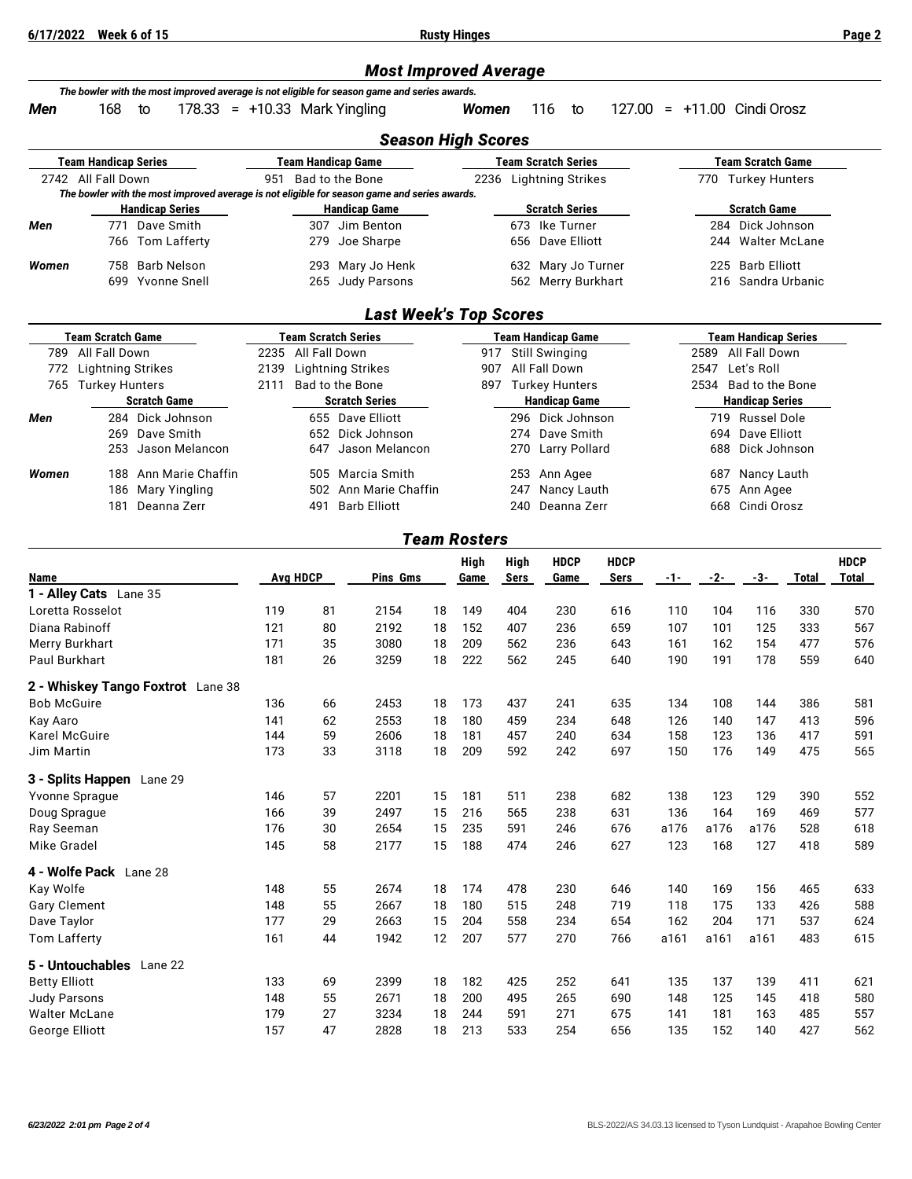## Most Improved Average

*The bowler with the most improved average is not eligible for season game and series awards.*

***Men*** 168 to 178.33 = +10.33 Mark Yingling ***Women*** 116 to 127.00 = +11.00 Cindi Orosz

## Season High Scores

| Team Handicap Series | Team Handicap Game | Team Scratch Series | Team Scratch Game |
|---|---|---|---|
| 2742 All Fall Down | 951 Bad to the Bone | 2236 Lightning Strikes | 770 Turkey Hunters |

*The bowler with the most improved average is not eligible for season game and series awards.*

| | Handicap Series | Handicap Game | Scratch Series | Scratch Game |
|---|---|---|---|---|
| ***Men*** | 771 Dave Smith | 307 Jim Benton | 673 Ike Turner | 284 Dick Johnson |
| | 766 Tom Lafferty | 279 Joe Sharpe | 656 Dave Elliott | 244 Walter McLane |
| ***Women*** | 758 Barb Nelson | 293 Mary Jo Henk | 632 Mary Jo Turner | 225 Barb Elliott |
| | 699 Yvonne Snell | 265 Judy Parsons | 562 Merry Burkhart | 216 Sandra Urbanic |

## Last Week's Top Scores

| Team Scratch Game | Team Scratch Series | Team Handicap Game | Team Handicap Series |
|---|---|---|---|
| 789 All Fall Down | 2235 All Fall Down | 917 Still Swinging | 2589 All Fall Down |
| 772 Lightning Strikes | 2139 Lightning Strikes | 907 All Fall Down | 2547 Let's Roll |
| 765 Turkey Hunters | 2111 Bad to the Bone | 897 Turkey Hunters | 2534 Bad to the Bone |

| | Scratch Game | Scratch Series | Handicap Game | Handicap Series |
|---|---|---|---|---|
| ***Men*** | 284 Dick Johnson | 655 Dave Elliott | 296 Dick Johnson | 719 Russel Dole |
| | 269 Dave Smith | 652 Dick Johnson | 274 Dave Smith | 694 Dave Elliott |
| | 253 Jason Melancon | 647 Jason Melancon | 270 Larry Pollard | 688 Dick Johnson |
| ***Women*** | 188 Ann Marie Chaffin | 505 Marcia Smith | 253 Ann Agee | 687 Nancy Lauth |
| | 186 Mary Yingling | 502 Ann Marie Chaffin | 247 Nancy Lauth | 675 Ann Agee |
| | 181 Deanna Zerr | 491 Barb Elliott | 240 Deanna Zerr | 668 Cindi Orosz |

## Team Rosters

| Name | Avg | HDCP | Pins | Gms | High Game | High Sers | HDCP Game | HDCP Sers | -1- | -2- | -3- | Total | HDCP Total |
|---|---|---|---|---|---|---|---|---|---|---|---|---|---|
| **1 - Alley Cats** Lane 35 | | | | | | | | | | | | | |
| Loretta Rosselot | 119 | 81 | 2154 | 18 | 149 | 404 | 230 | 616 | 110 | 104 | 116 | 330 | 570 |
| Diana Rabinoff | 121 | 80 | 2192 | 18 | 152 | 407 | 236 | 659 | 107 | 101 | 125 | 333 | 567 |
| Merry Burkhart | 171 | 35 | 3080 | 18 | 209 | 562 | 236 | 643 | 161 | 162 | 154 | 477 | 576 |
| Paul Burkhart | 181 | 26 | 3259 | 18 | 222 | 562 | 245 | 640 | 190 | 191 | 178 | 559 | 640 |
| **2 - Whiskey Tango Foxtrot** Lane 38 | | | | | | | | | | | | | |
| Bob McGuire | 136 | 66 | 2453 | 18 | 173 | 437 | 241 | 635 | 134 | 108 | 144 | 386 | 581 |
| Kay Aaro | 141 | 62 | 2553 | 18 | 180 | 459 | 234 | 648 | 126 | 140 | 147 | 413 | 596 |
| Karel McGuire | 144 | 59 | 2606 | 18 | 181 | 457 | 240 | 634 | 158 | 123 | 136 | 417 | 591 |
| Jim Martin | 173 | 33 | 3118 | 18 | 209 | 592 | 242 | 697 | 150 | 176 | 149 | 475 | 565 |
| **3 - Splits Happen** Lane 29 | | | | | | | | | | | | | |
| Yvonne Sprague | 146 | 57 | 2201 | 15 | 181 | 511 | 238 | 682 | 138 | 123 | 129 | 390 | 552 |
| Doug Sprague | 166 | 39 | 2497 | 15 | 216 | 565 | 238 | 631 | 136 | 164 | 169 | 469 | 577 |
| Ray Seeman | 176 | 30 | 2654 | 15 | 235 | 591 | 246 | 676 | a176 | a176 | a176 | 528 | 618 |
| Mike Gradel | 145 | 58 | 2177 | 15 | 188 | 474 | 246 | 627 | 123 | 168 | 127 | 418 | 589 |
| **4 - Wolfe Pack** Lane 28 | | | | | | | | | | | | | |
| Kay Wolfe | 148 | 55 | 2674 | 18 | 174 | 478 | 230 | 646 | 140 | 169 | 156 | 465 | 633 |
| Gary Clement | 148 | 55 | 2667 | 18 | 180 | 515 | 248 | 719 | 118 | 175 | 133 | 426 | 588 |
| Dave Taylor | 177 | 29 | 2663 | 15 | 204 | 558 | 234 | 654 | 162 | 204 | 171 | 537 | 624 |
| Tom Lafferty | 161 | 44 | 1942 | 12 | 207 | 577 | 270 | 766 | a161 | a161 | a161 | 483 | 615 |
| **5 - Untouchables** Lane 22 | | | | | | | | | | | | | |
| Betty Elliott | 133 | 69 | 2399 | 18 | 182 | 425 | 252 | 641 | 135 | 137 | 139 | 411 | 621 |
| Judy Parsons | 148 | 55 | 2671 | 18 | 200 | 495 | 265 | 690 | 148 | 125 | 145 | 418 | 580 |
| Walter McLane | 179 | 27 | 3234 | 18 | 244 | 591 | 271 | 675 | 141 | 181 | 163 | 485 | 557 |
| George Elliott | 157 | 47 | 2828 | 18 | 213 | 533 | 254 | 656 | 135 | 152 | 140 | 427 | 562 |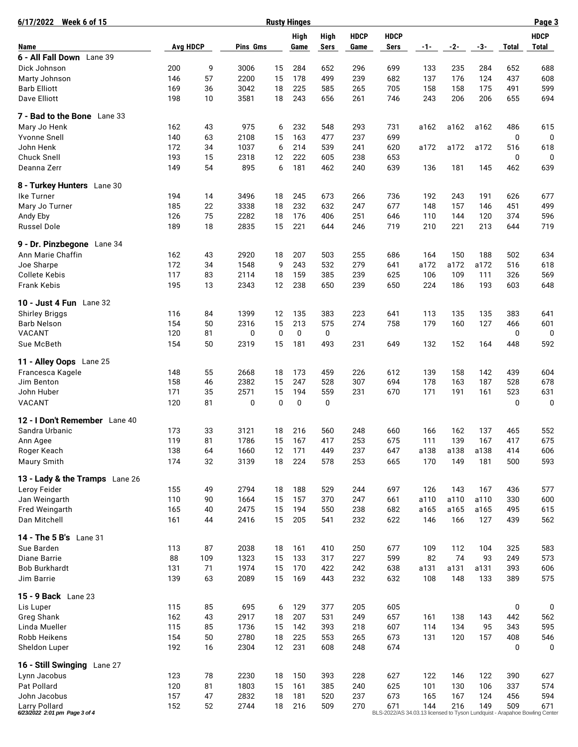**Rusty Hinges**

| Name | Avg | HDCP | Pins | Gms | High Game | High Sers | HDCP Game | HDCP Sers | -1- | -2- | -3- | Total | HDCP Total |
|---|---|---|---|---|---|---|---|---|---|---|---|---|---|
| **6 - All Fall Down** Lane 39 | | | | | | | | | | | | | |
| Dick Johnson | 200 | 9 | 3006 | 15 | 284 | 652 | 296 | 699 | 133 | 235 | 284 | 652 | 688 |
| Marty Johnson | 146 | 57 | 2200 | 15 | 178 | 499 | 239 | 682 | 137 | 176 | 124 | 437 | 608 |
| Barb Elliott | 169 | 36 | 3042 | 18 | 225 | 585 | 265 | 705 | 158 | 158 | 175 | 491 | 599 |
| Dave Elliott | 198 | 10 | 3581 | 18 | 243 | 656 | 261 | 746 | 243 | 206 | 206 | 655 | 694 |
| **7 - Bad to the Bone** Lane 33 | | | | | | | | | | | | | |
| Mary Jo Henk | 162 | 43 | 975 | 6 | 232 | 548 | 293 | 731 | a162 | a162 | a162 | 486 | 615 |
| Yvonne Snell | 140 | 63 | 2108 | 15 | 163 | 477 | 237 | 699 | | | | 0 | 0 |
| John Henk | 172 | 34 | 1037 | 6 | 214 | 539 | 241 | 620 | a172 | a172 | a172 | 516 | 618 |
| Chuck Snell | 193 | 15 | 2318 | 12 | 222 | 605 | 238 | 653 | | | | 0 | 0 |
| Deanna Zerr | 149 | 54 | 895 | 6 | 181 | 462 | 240 | 639 | 136 | 181 | 145 | 462 | 639 |
| **8 - Turkey Hunters** Lane 30 | | | | | | | | | | | | | |
| Ike Turner | 194 | 14 | 3496 | 18 | 245 | 673 | 266 | 736 | 192 | 243 | 191 | 626 | 677 |
| Mary Jo Turner | 185 | 22 | 3338 | 18 | 232 | 632 | 247 | 677 | 148 | 157 | 146 | 451 | 499 |
| Andy Eby | 126 | 75 | 2282 | 18 | 176 | 406 | 251 | 646 | 110 | 144 | 120 | 374 | 596 |
| Russel Dole | 189 | 18 | 2835 | 15 | 221 | 644 | 246 | 719 | 210 | 221 | 213 | 644 | 719 |
| **9 - Dr. Pinzbegone** Lane 34 | | | | | | | | | | | | | |
| Ann Marie Chaffin | 162 | 43 | 2920 | 18 | 207 | 503 | 255 | 686 | 164 | 150 | 188 | 502 | 634 |
| Joe Sharpe | 172 | 34 | 1548 | 9 | 243 | 532 | 279 | 641 | a172 | a172 | a172 | 516 | 618 |
| Collete Kebis | 117 | 83 | 2114 | 18 | 159 | 385 | 239 | 625 | 106 | 109 | 111 | 326 | 569 |
| Frank Kebis | 195 | 13 | 2343 | 12 | 238 | 650 | 239 | 650 | 224 | 186 | 193 | 603 | 648 |
| **10 - Just 4 Fun** Lane 32 | | | | | | | | | | | | | |
| Shirley Briggs | 116 | 84 | 1399 | 12 | 135 | 383 | 223 | 641 | 113 | 135 | 135 | 383 | 641 |
| Barb Nelson | 154 | 50 | 2316 | 15 | 213 | 575 | 274 | 758 | 179 | 160 | 127 | 466 | 601 |
| VACANT | 120 | 81 | 0 | 0 | 0 | 0 | | | | | | 0 | 0 |
| Sue McBeth | 154 | 50 | 2319 | 15 | 181 | 493 | 231 | 649 | 132 | 152 | 164 | 448 | 592 |
| **11 - Alley Oops** Lane 25 | | | | | | | | | | | | | |
| Francesca Kagele | 148 | 55 | 2668 | 18 | 173 | 459 | 226 | 612 | 139 | 158 | 142 | 439 | 604 |
| Jim Benton | 158 | 46 | 2382 | 15 | 247 | 528 | 307 | 694 | 178 | 163 | 187 | 528 | 678 |
| John Huber | 171 | 35 | 2571 | 15 | 194 | 559 | 231 | 670 | 171 | 191 | 161 | 523 | 631 |
| VACANT | 120 | 81 | 0 | 0 | 0 | 0 | | | | | | 0 | 0 |
| **12 - I Don't Remember** Lane 40 | | | | | | | | | | | | | |
| Sandra Urbanic | 173 | 33 | 3121 | 18 | 216 | 560 | 248 | 660 | 166 | 162 | 137 | 465 | 552 |
| Ann Agee | 119 | 81 | 1786 | 15 | 167 | 417 | 253 | 675 | 111 | 139 | 167 | 417 | 675 |
| Roger Keach | 138 | 64 | 1660 | 12 | 171 | 449 | 237 | 647 | a138 | a138 | a138 | 414 | 606 |
| Maury Smith | 174 | 32 | 3139 | 18 | 224 | 578 | 253 | 665 | 170 | 149 | 181 | 500 | 593 |
| **13 - Lady & the Tramps** Lane 26 | | | | | | | | | | | | | |
| Leroy Feider | 155 | 49 | 2794 | 18 | 188 | 529 | 244 | 697 | 126 | 143 | 167 | 436 | 577 |
| Jan Weingarth | 110 | 90 | 1664 | 15 | 157 | 370 | 247 | 661 | a110 | a110 | a110 | 330 | 600 |
| Fred Weingarth | 165 | 40 | 2475 | 15 | 194 | 550 | 238 | 682 | a165 | a165 | a165 | 495 | 615 |
| Dan Mitchell | 161 | 44 | 2416 | 15 | 205 | 541 | 232 | 622 | 146 | 166 | 127 | 439 | 562 |
| **14 - The 5 B's** Lane 31 | | | | | | | | | | | | | |
| Sue Barden | 113 | 87 | 2038 | 18 | 161 | 410 | 250 | 677 | 109 | 112 | 104 | 325 | 583 |
| Diane Barrie | 88 | 109 | 1323 | 15 | 133 | 317 | 227 | 599 | 82 | 74 | 93 | 249 | 573 |
| Bob Burkhardt | 131 | 71 | 1974 | 15 | 170 | 422 | 242 | 638 | a131 | a131 | a131 | 393 | 606 |
| Jim Barrie | 139 | 63 | 2089 | 15 | 169 | 443 | 232 | 632 | 108 | 148 | 133 | 389 | 575 |
| **15 - 9 Back** Lane 23 | | | | | | | | | | | | | |
| Lis Luper | 115 | 85 | 695 | 6 | 129 | 377 | 205 | 605 | | | | 0 | 0 |
| Greg Shank | 162 | 43 | 2917 | 18 | 207 | 531 | 249 | 657 | 161 | 138 | 143 | 442 | 562 |
| Linda Mueller | 115 | 85 | 1736 | 15 | 142 | 393 | 218 | 607 | 114 | 134 | 95 | 343 | 595 |
| Robb Heikens | 154 | 50 | 2780 | 18 | 225 | 553 | 265 | 673 | 131 | 120 | 157 | 408 | 546 |
| Sheldon Luper | 192 | 16 | 2304 | 12 | 231 | 608 | 248 | 674 | | | | 0 | 0 |
| **16 - Still Swinging** Lane 27 | | | | | | | | | | | | | |
| Lynn Jacobus | 123 | 78 | 2230 | 18 | 150 | 393 | 228 | 627 | 122 | 146 | 122 | 390 | 627 |
| Pat Pollard | 120 | 81 | 1803 | 15 | 161 | 385 | 240 | 625 | 101 | 130 | 106 | 337 | 574 |
| John Jacobus | 157 | 47 | 2832 | 18 | 181 | 520 | 237 | 673 | 165 | 167 | 124 | 456 | 594 |
| Larry Pollard | 152 | 52 | 2744 | 18 | 216 | 509 | 270 | 671 | 144 | 216 | 149 | 509 | 671 |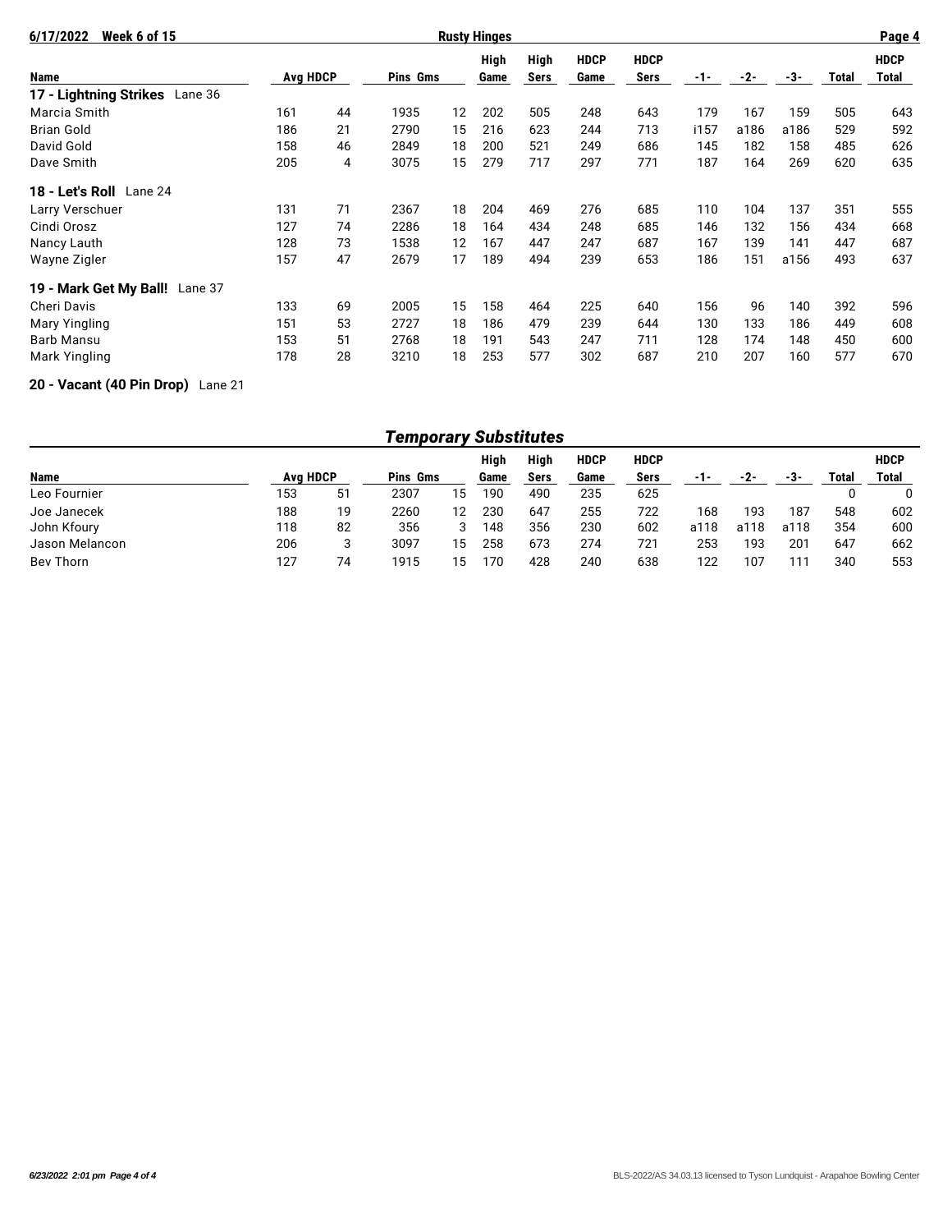| Name | Avg | HDCP | Pins | Gms | High Game | High Sers | HDCP Game | HDCP Sers | -1- | -2- | -3- | Total | HDCP Total |
|---|---|---|---|---|---|---|---|---|---|---|---|---|---|
| **17 - Lightning Strikes** Lane 36 | | | | | | | | | | | | | |
| Marcia Smith | 161 | 44 | 1935 | 12 | 202 | 505 | 248 | 643 | 179 | 167 | 159 | 505 | 643 |
| Brian Gold | 186 | 21 | 2790 | 15 | 216 | 623 | 244 | 713 | i157 | a186 | a186 | 529 | 592 |
| David Gold | 158 | 46 | 2849 | 18 | 200 | 521 | 249 | 686 | 145 | 182 | 158 | 485 | 626 |
| Dave Smith | 205 | 4 | 3075 | 15 | 279 | 717 | 297 | 771 | 187 | 164 | 269 | 620 | 635 |
| **18 - Let's Roll** Lane 24 | | | | | | | | | | | | | |
| Larry Verschuer | 131 | 71 | 2367 | 18 | 204 | 469 | 276 | 685 | 110 | 104 | 137 | 351 | 555 |
| Cindi Orosz | 127 | 74 | 2286 | 18 | 164 | 434 | 248 | 685 | 146 | 132 | 156 | 434 | 668 |
| Nancy Lauth | 128 | 73 | 1538 | 12 | 167 | 447 | 247 | 687 | 167 | 139 | 141 | 447 | 687 |
| Wayne Zigler | 157 | 47 | 2679 | 17 | 189 | 494 | 239 | 653 | 186 | 151 | a156 | 493 | 637 |
| **19 - Mark Get My Ball!** Lane 37 | | | | | | | | | | | | | |
| Cheri Davis | 133 | 69 | 2005 | 15 | 158 | 464 | 225 | 640 | 156 | 96 | 140 | 392 | 596 |
| Mary Yingling | 151 | 53 | 2727 | 18 | 186 | 479 | 239 | 644 | 130 | 133 | 186 | 449 | 608 |
| Barb Mansu | 153 | 51 | 2768 | 18 | 191 | 543 | 247 | 711 | 128 | 174 | 148 | 450 | 600 |
| Mark Yingling | 178 | 28 | 3210 | 18 | 253 | 577 | 302 | 687 | 210 | 207 | 160 | 577 | 670 |

**20 - Vacant (40 Pin Drop)** Lane 21

## *Temporary Substitutes*

| Name | Avg | HDCP | Pins | Gms | High Game | High Sers | HDCP Game | HDCP Sers | -1- | -2- | -3- | Total | HDCP Total |
|---|---|---|---|---|---|---|---|---|---|---|---|---|---|
| Leo Fournier | 153 | 51 | 2307 | 15 | 190 | 490 | 235 | 625 | | | | 0 | 0 |
| Joe Janecek | 188 | 19 | 2260 | 12 | 230 | 647 | 255 | 722 | 168 | 193 | 187 | 548 | 602 |
| John Kfoury | 118 | 82 | 356 | 3 | 148 | 356 | 230 | 602 | a118 | a118 | a118 | 354 | 600 |
| Jason Melancon | 206 | 3 | 3097 | 15 | 258 | 673 | 274 | 721 | 253 | 193 | 201 | 647 | 662 |
| Bev Thorn | 127 | 74 | 1915 | 15 | 170 | 428 | 240 | 638 | 122 | 107 | 111 | 340 | 553 |